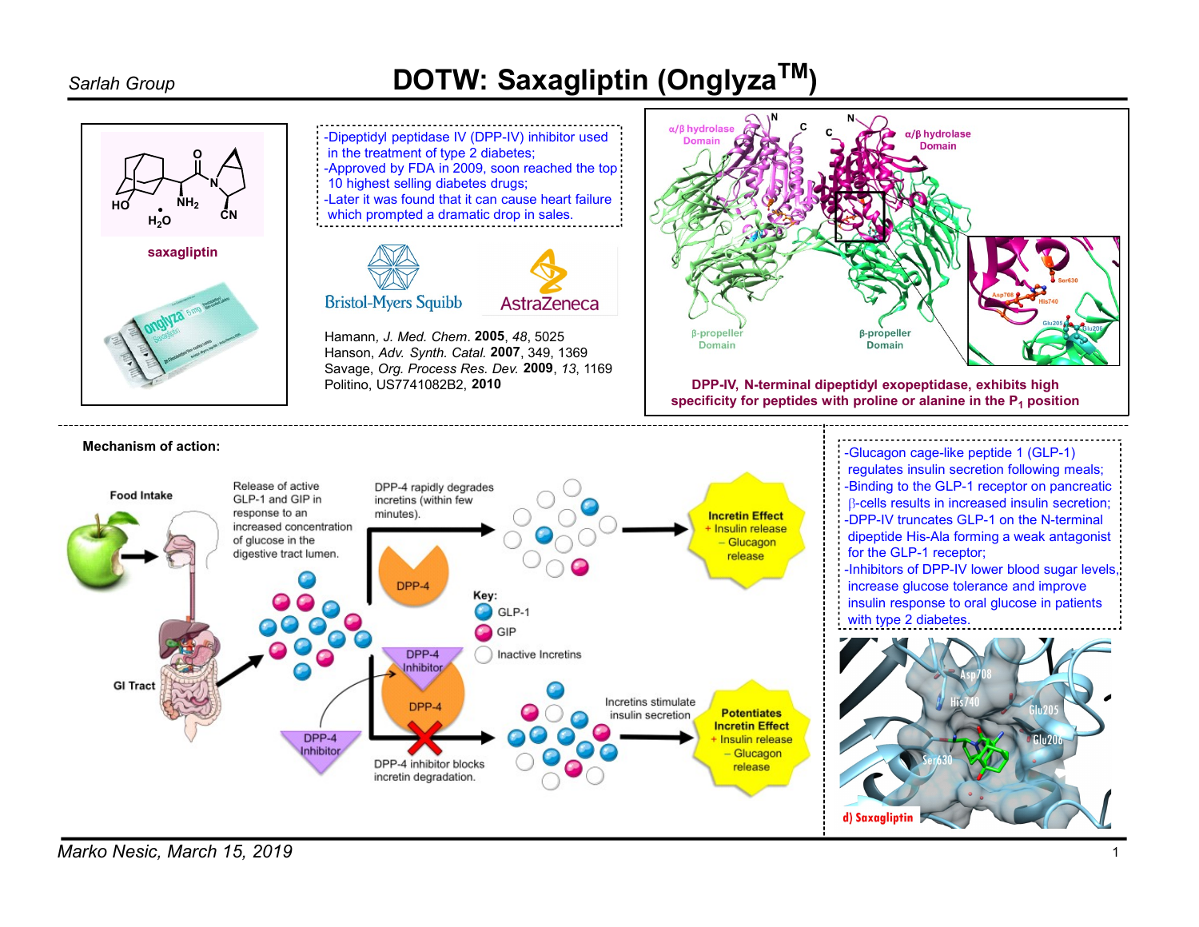# DOTW: Saxagliptin (Onglyza™)

saxagliptin

-Dipeptidyl peptidase IV (DPP-IV) inhibitor used in the treatment of type 2 diabetes;
-Approved by FDA in 2009, soon reached the top 10 highest selling diabetes drugs;
-Later it was found that it can cause heart failure which prompted a dramatic drop in sales.

Bristol-Myers Squibb AstraZeneca

Hamann, *J. Med. Chem.* **2005**, *48*, 5025
Hanson, *Adv. Synth. Catal.* **2007**, 349, 1369
Savage, *Org. Process Res. Dev.* **2009**, *13*, 1169
Politino, US7741082B2, **2010**

**DPP-IV, N-terminal dipeptidyl exopeptidase, exhibits high specificity for peptides with proline or alanine in the $P_1$ position**

**Mechanism of action:**

-Glucagon cage-like peptide 1 (GLP-1) regulates insulin secretion following meals;
-Binding to the GLP-1 receptor on pancreatic β-cells results in increased insulin secretion;
-DPP-IV truncates GLP-1 on the N-terminal dipeptide His-Ala forming a weak antagonist for the GLP-1 receptor;
-Inhibitors of DPP-IV lower blood sugar levels, increase glucose tolerance and improve insulin response to oral glucose in patients with type 2 diabetes.

Marko Nesic, March 15, 2019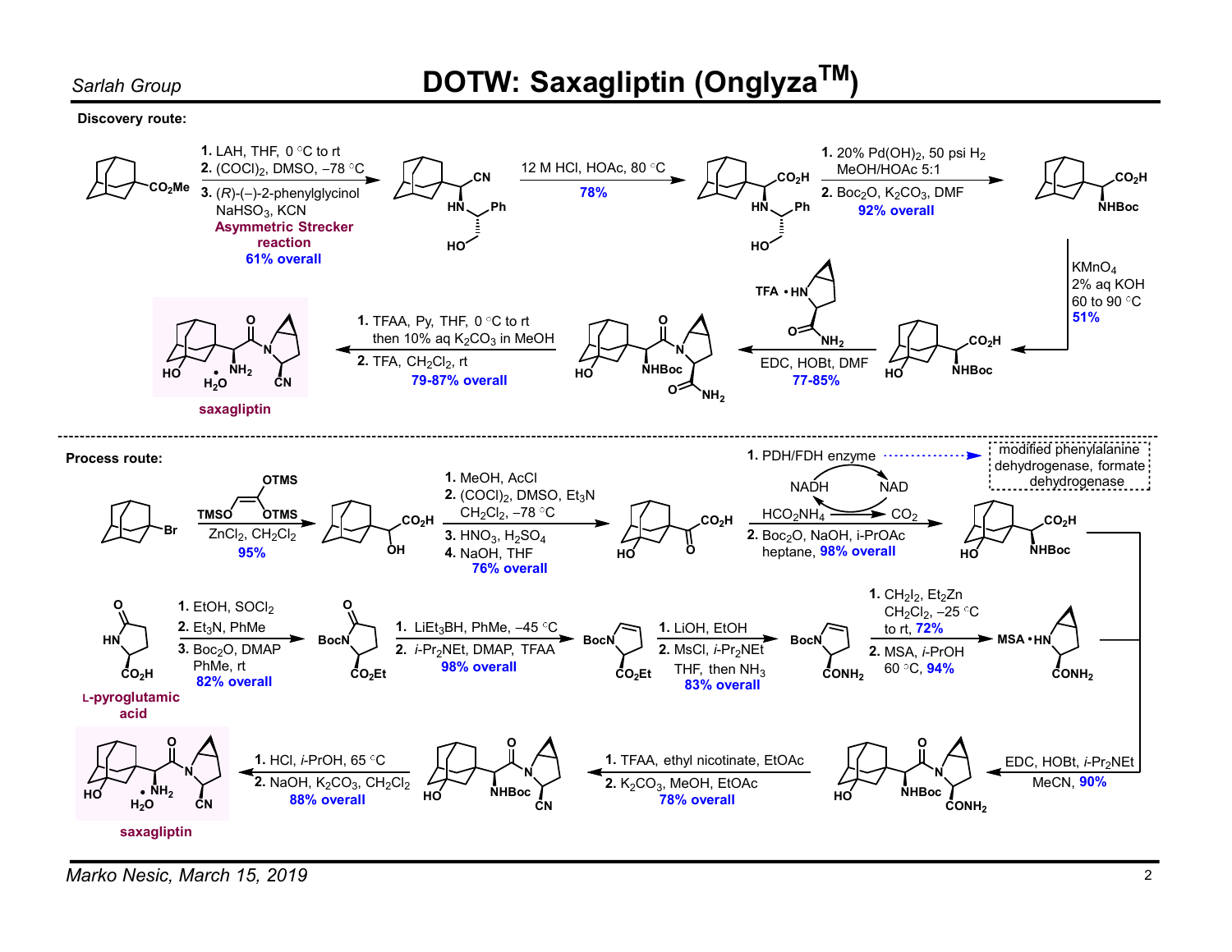# DOTW: Saxagliptin (Onglyza™)

Sarlah Group

**Discovery route:**

1. LAH, THF, 0 °C to rt
2. $(COCl)_2$, DMSO, –78 °C
3. (*R*)-(–)-2-phenylglycinol, $NaHSO_3$, KCN

**Asymmetric Strecker reaction**

**61% overall**

12 M HCl, HOAc, 80 °C

**78%**

1. 20% $Pd(OH)_2$, 50 psi $H_2$, MeOH/HOAc 5:1
2. $Boc_2O$, $K_2CO_3$, DMF

**92% overall**

$KMnO_4$, 2% aq KOH, 60 to 90 °C

**51%**

TFA • HN

EDC, HOBt, DMF

**77-85%**

1. TFAA, Py, THF, 0 °C to rt, then 10% aq $K_2CO_3$ in MeOH
2. TFA, $CH_2Cl_2$, rt

**79-87% overall**

**saxagliptin**

---

**Process route:**

TMSO / OTMS / OTMS, $ZnCl_2$, $CH_2Cl_2$

**95%**

1. MeOH, AcCl
2. $(COCl)_2$, DMSO, $Et_3N$, $CH_2Cl_2$, –78 °C
3. $HNO_3$, $H_2SO_4$
4. NaOH, THF

**76% overall**

1. PDH/FDH enzyme (NADH ⇄ NAD; $HCO_2NH_4$ → $CO_2$)
2. $Boc_2O$, NaOH, i-PrOAc, heptane, **98% overall**

modified phenylalanine dehydrogenase, formate dehydrogenase

**L-pyroglutamic acid**

1. EtOH, $SOCl_2$
2. $Et_3N$, PhMe
3. $Boc_2O$, DMAP, PhMe, rt

**82% overall**

1. $LiEt_3BH$, PhMe, –45 °C
2. *i*-$Pr_2NEt$, DMAP, TFAA

**98% overall**

1. LiOH, EtOH
2. MsCl, *i*-$Pr_2NEt$, THF, then $NH_3$

**83% overall**

1. $CH_2I_2$, $Et_2Zn$, $CH_2Cl_2$, –25 °C to rt, **72%**
2. MSA, *i*-PrOH, 60 °C, **94%**

MSA • HN

EDC, HOBt, *i*-$Pr_2NEt$, MeCN, **90%**

1. TFAA, ethyl nicotinate, EtOAc
2. $K_2CO_3$, MeOH, EtOAc

**78% overall**

1. HCl, *i*-PrOH, 65 °C
2. NaOH, $K_2CO_3$, $CH_2Cl_2$

**88% overall**

**saxagliptin**

*Marko Nesic, March 15, 2019*